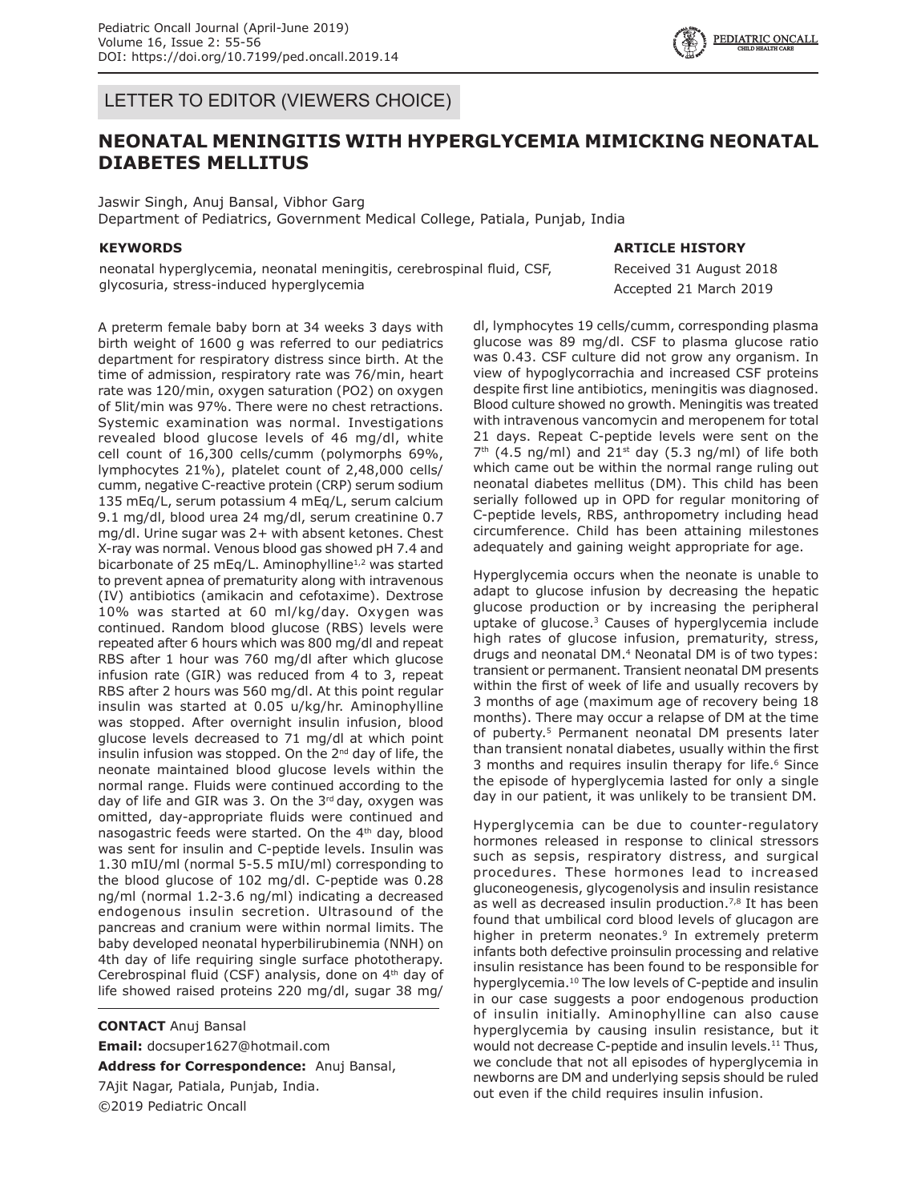LETTER TO EDITOR (VIEWERS CHOICE)

# NEONATAL MENINGITIS WITH HYPERGLYCEMIA MIMICKING NEONATAL DIABETES MELLITUS

Jaswir Singh, Anuj Bansal, Vibhor Garg

Department of Pediatrics, Government Medical College, Patiala, Punjab, India

**KEYWORDS**

neonatal hyperglycemia, neonatal meningitis, cerebrospinal fluid, CSF, glycosuria, stress-induced hyperglycemia

**ARTICLE HISTORY**

Received 31 August 2018

Accepted 21 March 2019

A preterm female baby born at 34 weeks 3 days with birth weight of 1600 g was referred to our pediatrics department for respiratory distress since birth. At the time of admission, respiratory rate was 76/min, heart rate was 120/min, oxygen saturation (PO2) on oxygen of 5lit/min was 97%. There were no chest retractions. Systemic examination was normal. Investigations revealed blood glucose levels of 46 mg/dl, white cell count of 16,300 cells/cumm (polymorphs 69%, lymphocytes 21%), platelet count of 2,48,000 cells/cumm, negative C-reactive protein (CRP) serum sodium 135 mEq/L, serum potassium 4 mEq/L, serum calcium 9.1 mg/dl, blood urea 24 mg/dl, serum creatinine 0.7 mg/dl. Urine sugar was 2+ with absent ketones. Chest X-ray was normal. Venous blood gas showed pH 7.4 and bicarbonate of 25 mEq/L. Aminophylline[1,2] was started to prevent apnea of prematurity along with intravenous (IV) antibiotics (amikacin and cefotaxime). Dextrose 10% was started at 60 ml/kg/day. Oxygen was continued. Random blood glucose (RBS) levels were repeated after 6 hours which was 800 mg/dl and repeat RBS after 1 hour was 760 mg/dl after which glucose infusion rate (GIR) was reduced from 4 to 3, repeat RBS after 2 hours was 560 mg/dl. At this point regular insulin was started at 0.05 u/kg/hr. Aminophylline was stopped. After overnight insulin infusion, blood glucose levels decreased to 71 mg/dl at which point insulin infusion was stopped. On the 2[nd] day of life, the neonate maintained blood glucose levels within the normal range. Fluids were continued according to the day of life and GIR was 3. On the 3[rd] day, oxygen was omitted, day-appropriate fluids were continued and nasogastric feeds were started. On the 4[th] day, blood was sent for insulin and C-peptide levels. Insulin was 1.30 mIU/ml (normal 5-5.5 mIU/ml) corresponding to the blood glucose of 102 mg/dl. C-peptide was 0.28 ng/ml (normal 1.2-3.6 ng/ml) indicating a decreased endogenous insulin secretion. Ultrasound of the pancreas and cranium were within normal limits. The baby developed neonatal hyperbilirubinemia (NNH) on 4th day of life requiring single surface phototherapy. Cerebrospinal fluid (CSF) analysis, done on 4[th] day of life showed raised proteins 220 mg/dl, sugar 38 mg/dl, lymphocytes 19 cells/cumm, corresponding plasma glucose was 89 mg/dl. CSF to plasma glucose ratio was 0.43. CSF culture did not grow any organism. In view of hypoglycorrachia and increased CSF proteins despite first line antibiotics, meningitis was diagnosed. Blood culture showed no growth. Meningitis was treated with intravenous vancomycin and meropenem for total 21 days. Repeat C-peptide levels were sent on the 7[th] (4.5 ng/ml) and 21[st] day (5.3 ng/ml) of life both which came out be within the normal range ruling out neonatal diabetes mellitus (DM). This child has been serially followed up in OPD for regular monitoring of C-peptide levels, RBS, anthropometry including head circumference. Child has been attaining milestones adequately and gaining weight appropriate for age.

Hyperglycemia occurs when the neonate is unable to adapt to glucose infusion by decreasing the hepatic glucose production or by increasing the peripheral uptake of glucose.[3] Causes of hyperglycemia include high rates of glucose infusion, prematurity, stress, drugs and neonatal DM.[4] Neonatal DM is of two types: transient or permanent. Transient neonatal DM presents within the first of week of life and usually recovers by 3 months of age (maximum age of recovery being 18 months). There may occur a relapse of DM at the time of puberty.[5] Permanent neonatal DM presents later than transient nonatal diabetes, usually within the first 3 months and requires insulin therapy for life.[6] Since the episode of hyperglycemia lasted for only a single day in our patient, it was unlikely to be transient DM.

Hyperglycemia can be due to counter-regulatory hormones released in response to clinical stressors such as sepsis, respiratory distress, and surgical procedures. These hormones lead to increased gluconeogenesis, glycogenolysis and insulin resistance as well as decreased insulin production.[7,8] It has been found that umbilical cord blood levels of glucagon are higher in preterm neonates.[9] In extremely preterm infants both defective proinsulin processing and relative insulin resistance has been found to be responsible for hyperglycemia.[10] The low levels of C-peptide and insulin in our case suggests a poor endogenous production of insulin initially. Aminophylline can also cause hyperglycemia by causing insulin resistance, but it would not decrease C-peptide and insulin levels.[11] Thus, we conclude that not all episodes of hyperglycemia in newborns are DM and underlying sepsis should be ruled out even if the child requires insulin infusion.

**CONTACT** Anuj Bansal

**Email:** docsuper1627@hotmail.com

**Address for Correspondence:** Anuj Bansal, 7Ajit Nagar, Patiala, Punjab, India.

©2019 Pediatric Oncall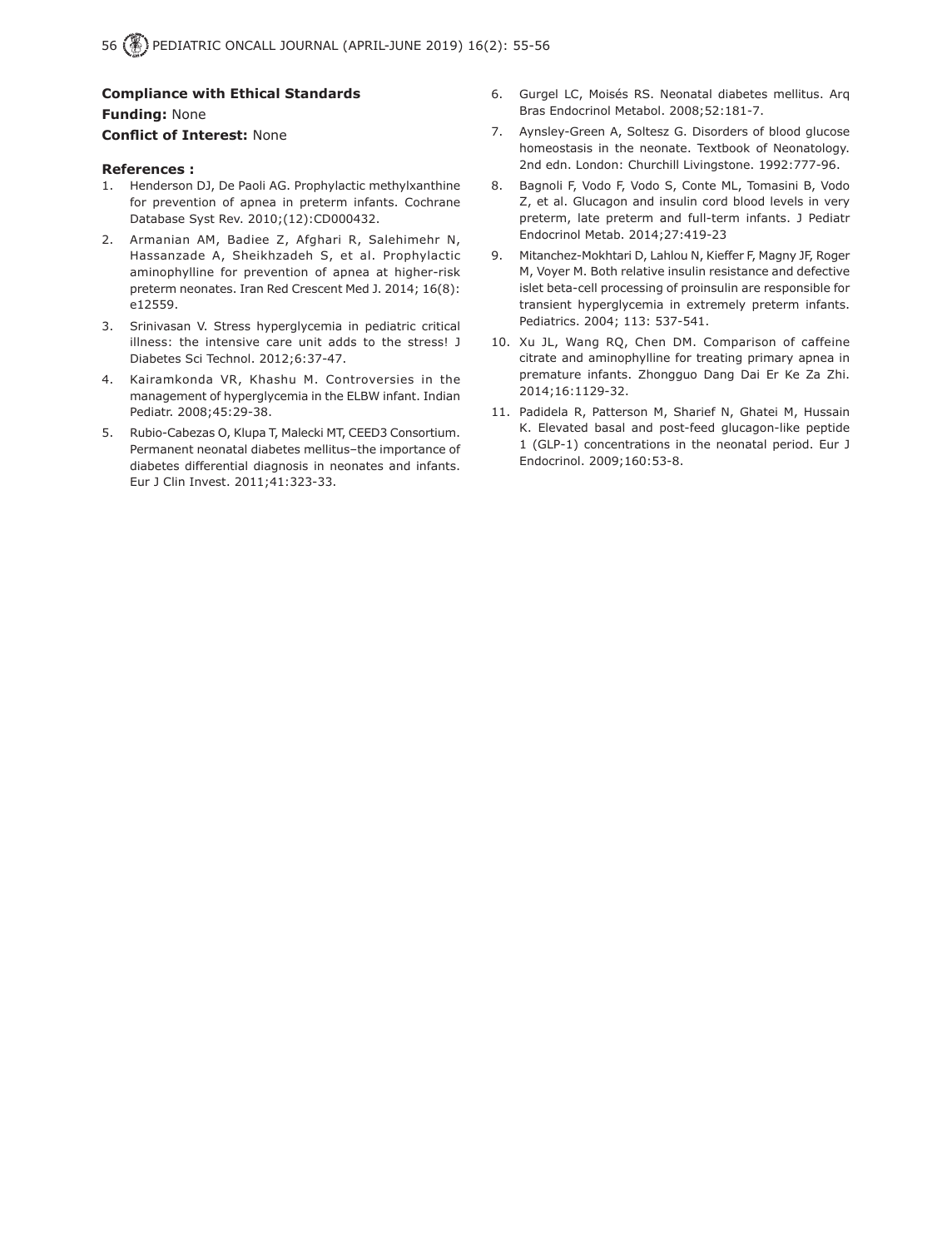**Compliance with Ethical Standards**

**Funding:** None

**Conflict of Interest:** None

**References :**

1. Henderson DJ, De Paoli AG. Prophylactic methylxanthine for prevention of apnea in preterm infants. Cochrane Database Syst Rev. 2010;(12):CD000432.
2. Armanian AM, Badiee Z, Afghari R, Salehimehr N, Hassanzade A, Sheikhzadeh S, et al. Prophylactic aminophylline for prevention of apnea at higher-risk preterm neonates. Iran Red Crescent Med J. 2014; 16(8): e12559.
3. Srinivasan V. Stress hyperglycemia in pediatric critical illness: the intensive care unit adds to the stress! J Diabetes Sci Technol. 2012;6:37-47.
4. Kairamkonda VR, Khashu M. Controversies in the management of hyperglycemia in the ELBW infant. Indian Pediatr. 2008;45:29-38.
5. Rubio-Cabezas O, Klupa T, Malecki MT, CEED3 Consortium. Permanent neonatal diabetes mellitus–the importance of diabetes differential diagnosis in neonates and infants. Eur J Clin Invest. 2011;41:323-33.
6. Gurgel LC, Moisés RS. Neonatal diabetes mellitus. Arq Bras Endocrinol Metabol. 2008;52:181-7.
7. Aynsley-Green A, Soltesz G. Disorders of blood glucose homeostasis in the neonate. Textbook of Neonatology. 2nd edn. London: Churchill Livingstone. 1992:777-96.
8. Bagnoli F, Vodo F, Vodo S, Conte ML, Tomasini B, Vodo Z, et al. Glucagon and insulin cord blood levels in very preterm, late preterm and full-term infants. J Pediatr Endocrinol Metab. 2014;27:419-23
9. Mitanchez-Mokhtari D, Lahlou N, Kieffer F, Magny JF, Roger M, Voyer M. Both relative insulin resistance and defective islet beta-cell processing of proinsulin are responsible for transient hyperglycemia in extremely preterm infants. Pediatrics. 2004; 113: 537-541.
10. Xu JL, Wang RQ, Chen DM. Comparison of caffeine citrate and aminophylline for treating primary apnea in premature infants. Zhongguo Dang Dai Er Ke Za Zhi. 2014;16:1129-32.
11. Padidela R, Patterson M, Sharief N, Ghatei M, Hussain K. Elevated basal and post-feed glucagon-like peptide 1 (GLP-1) concentrations in the neonatal period. Eur J Endocrinol. 2009;160:53-8.